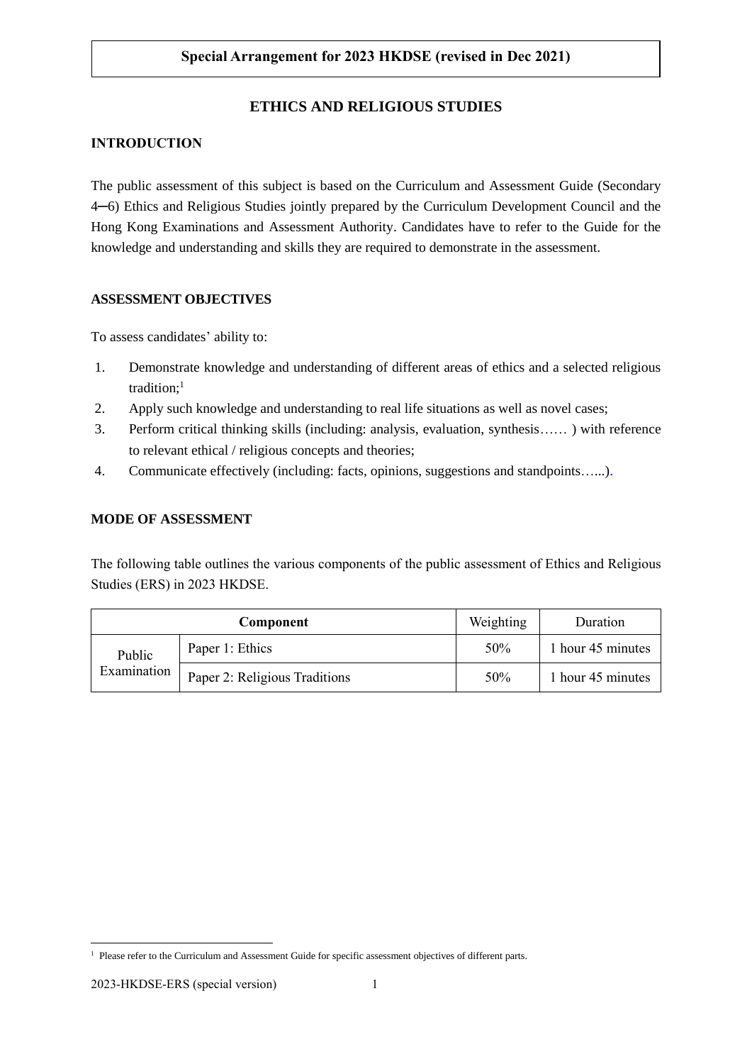**Special Arrangement for 2023 HKDSE (revised in Dec 2021)**

# ETHICS AND RELIGIOUS STUDIES

## INTRODUCTION

The public assessment of this subject is based on the Curriculum and Assessment Guide (Secondary 4─6) Ethics and Religious Studies jointly prepared by the Curriculum Development Council and the Hong Kong Examinations and Assessment Authority. Candidates have to refer to the Guide for the knowledge and understanding and skills they are required to demonstrate in the assessment.

## ASSESSMENT OBJECTIVES

To assess candidates' ability to:

1. Demonstrate knowledge and understanding of different areas of ethics and a selected religious tradition;[1]
2. Apply such knowledge and understanding to real life situations as well as novel cases;
3. Perform critical thinking skills (including: analysis, evaluation, synthesis…… ) with reference to relevant ethical / religious concepts and theories;
4. Communicate effectively (including: facts, opinions, suggestions and standpoints…...).

## MODE OF ASSESSMENT

The following table outlines the various components of the public assessment of Ethics and Religious Studies (ERS) in 2023 HKDSE.

| Component | | Weighting | Duration |
|---|---|---|---|
| Public Examination | Paper 1: Ethics | 50% | 1 hour 45 minutes |
| | Paper 2: Religious Traditions | 50% | 1 hour 45 minutes |

[1] Please refer to the Curriculum and Assessment Guide for specific assessment objectives of different parts.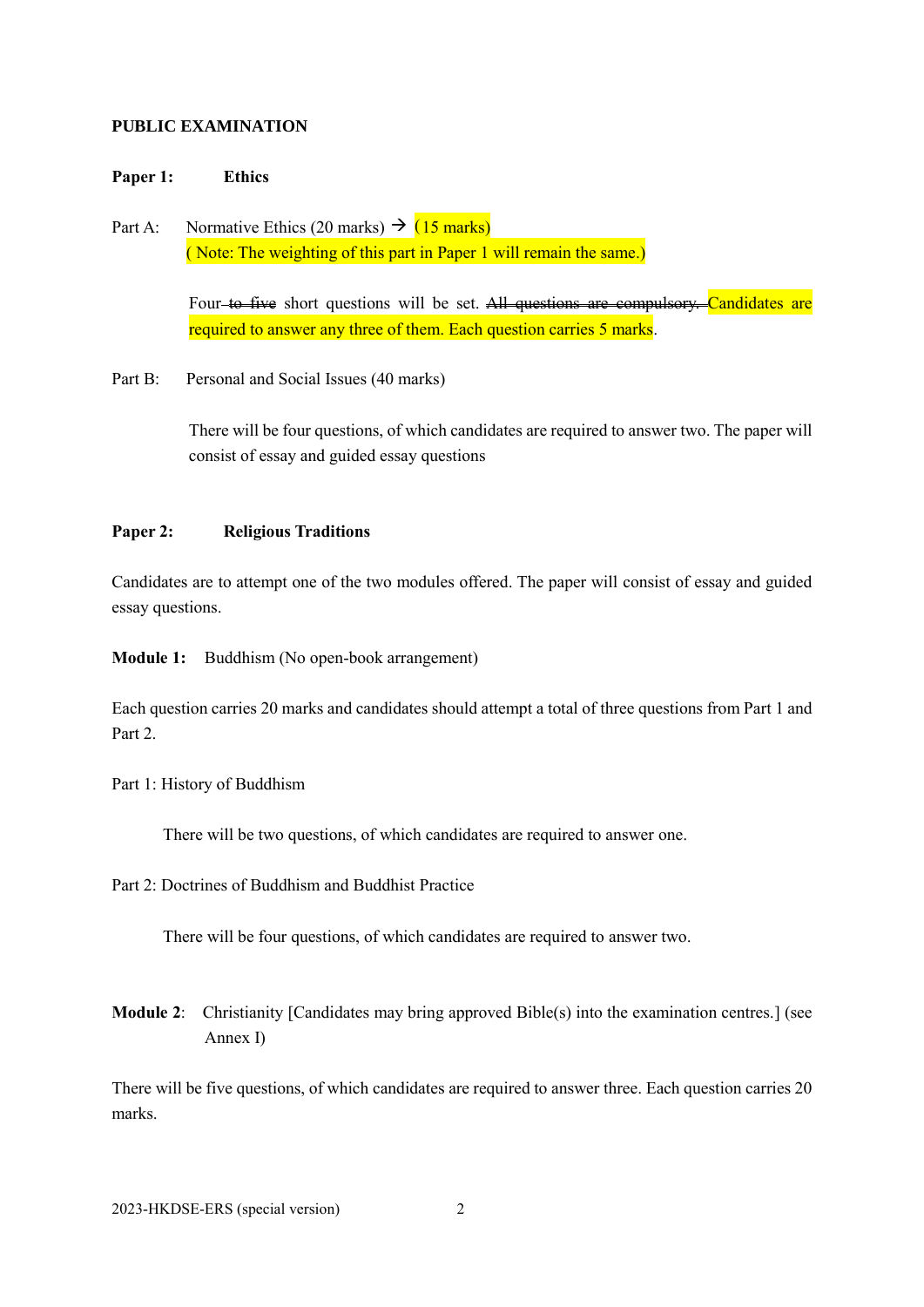**PUBLIC EXAMINATION**

**Paper 1: Ethics**

Part A: Normative Ethics (20 marks) → (15 marks)
( Note: The weighting of this part in Paper 1 will remain the same.)

Four ~~to five~~ short questions will be set. ~~All questions are compulsory.~~ Candidates are required to answer any three of them. Each question carries 5 marks.

Part B: Personal and Social Issues (40 marks)

There will be four questions, of which candidates are required to answer two. The paper will consist of essay and guided essay questions

**Paper 2: Religious Traditions**

Candidates are to attempt one of the two modules offered. The paper will consist of essay and guided essay questions.

**Module 1:** Buddhism (No open-book arrangement)

Each question carries 20 marks and candidates should attempt a total of three questions from Part 1 and Part 2.

Part 1: History of Buddhism

There will be two questions, of which candidates are required to answer one.

Part 2: Doctrines of Buddhism and Buddhist Practice

There will be four questions, of which candidates are required to answer two.

**Module 2**: Christianity [Candidates may bring approved Bible(s) into the examination centres.] (see Annex I)

There will be five questions, of which candidates are required to answer three. Each question carries 20 marks.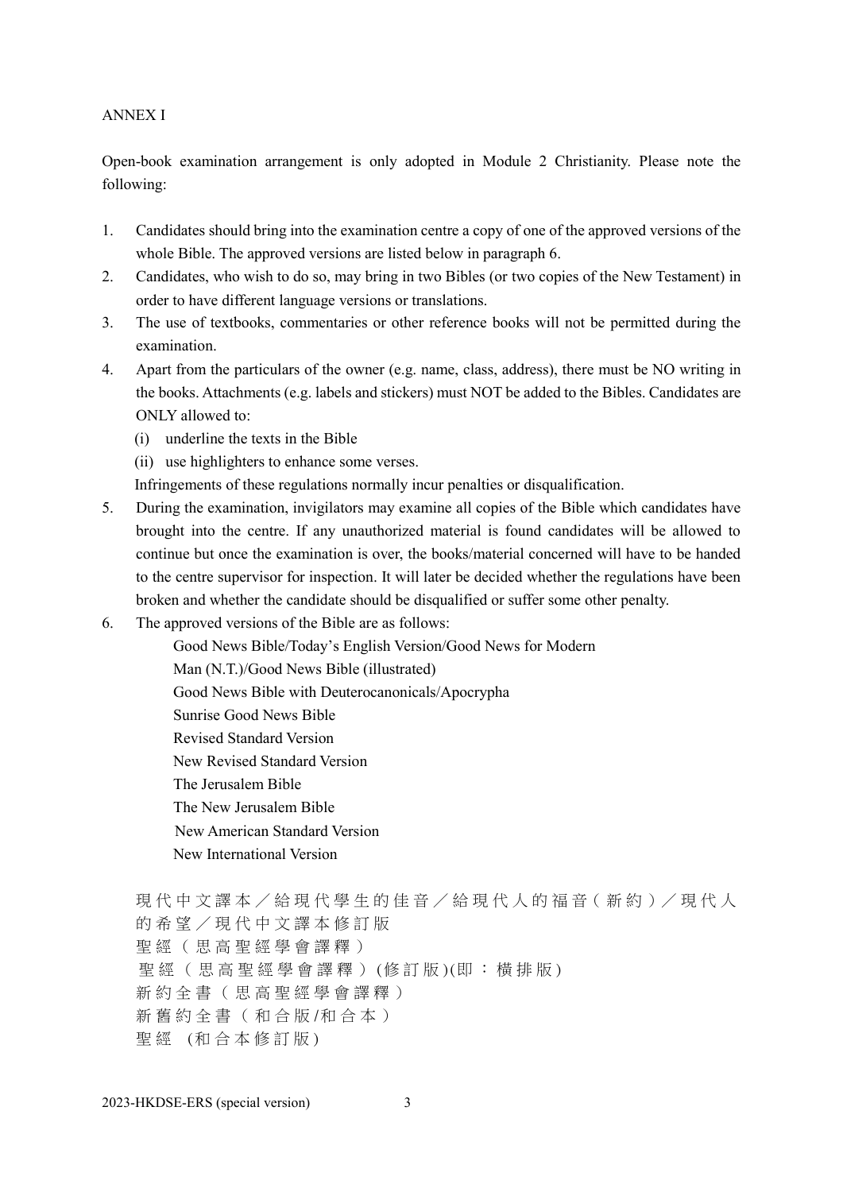ANNEX I

Open-book examination arrangement is only adopted in Module 2 Christianity. Please note the following:

1. Candidates should bring into the examination centre a copy of one of the approved versions of the whole Bible. The approved versions are listed below in paragraph 6.
2. Candidates, who wish to do so, may bring in two Bibles (or two copies of the New Testament) in order to have different language versions or translations.
3. The use of textbooks, commentaries or other reference books will not be permitted during the examination.
4. Apart from the particulars of the owner (e.g. name, class, address), there must be NO writing in the books. Attachments (e.g. labels and stickers) must NOT be added to the Bibles. Candidates are ONLY allowed to:
   (i) underline the texts in the Bible
   (ii) use highlighters to enhance some verses.
   
   Infringements of these regulations normally incur penalties or disqualification.
5. During the examination, invigilators may examine all copies of the Bible which candidates have brought into the centre. If any unauthorized material is found candidates will be allowed to continue but once the examination is over, the books/material concerned will have to be handed to the centre supervisor for inspection. It will later be decided whether the regulations have been broken and whether the candidate should be disqualified or suffer some other penalty.
6. The approved versions of the Bible are as follows:

   Good News Bible/Today's English Version/Good News for Modern Man (N.T.)/Good News Bible (illustrated)
   Good News Bible with Deuterocanonicals/Apocrypha
   Sunrise Good News Bible
   Revised Standard Version
   New Revised Standard Version
   The Jerusalem Bible
   The New Jerusalem Bible
   New American Standard Version
   New International Version

   現代中文譯本／給現代學生的佳音／給現代人的福音（新約）／現代人的希望／現代中文譯本修訂版
   聖經（思高聖經學會譯釋）
   聖經（思高聖經學會譯釋）(修訂版)(即：橫排版)
   新約全書（思高聖經學會譯釋）
   新舊約全書（和合版/和合本）
   聖經 (和合本修訂版)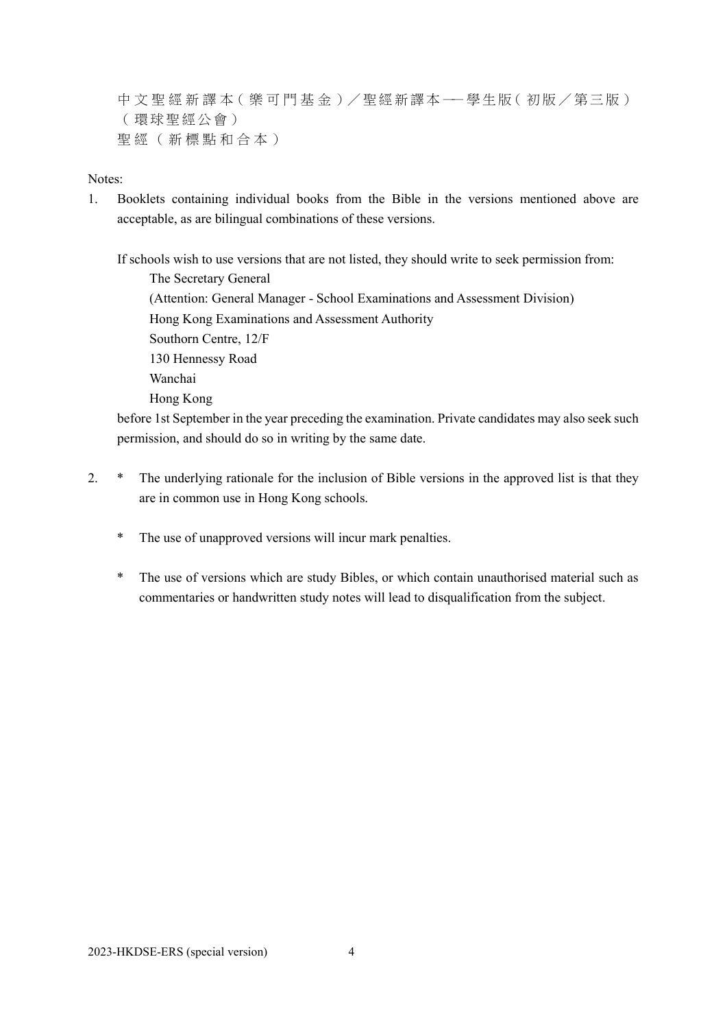中文聖經新譯本（樂可門基金）／聖經新譯本──學生版（初版／第三版）（環球聖經公會）

聖經（新標點和合本）

Notes:

1. Booklets containing individual books from the Bible in the versions mentioned above are acceptable, as are bilingual combinations of these versions.

   If schools wish to use versions that are not listed, they should write to seek permission from:

   The Secretary General
   (Attention: General Manager - School Examinations and Assessment Division)
   Hong Kong Examinations and Assessment Authority
   Southorn Centre, 12/F
   130 Hennessy Road
   Wanchai
   Hong Kong

   before 1st September in the year preceding the examination. Private candidates may also seek such permission, and should do so in writing by the same date.

2. * The underlying rationale for the inclusion of Bible versions in the approved list is that they are in common use in Hong Kong schools.

   * The use of unapproved versions will incur mark penalties.

   * The use of versions which are study Bibles, or which contain unauthorised material such as commentaries or handwritten study notes will lead to disqualification from the subject.